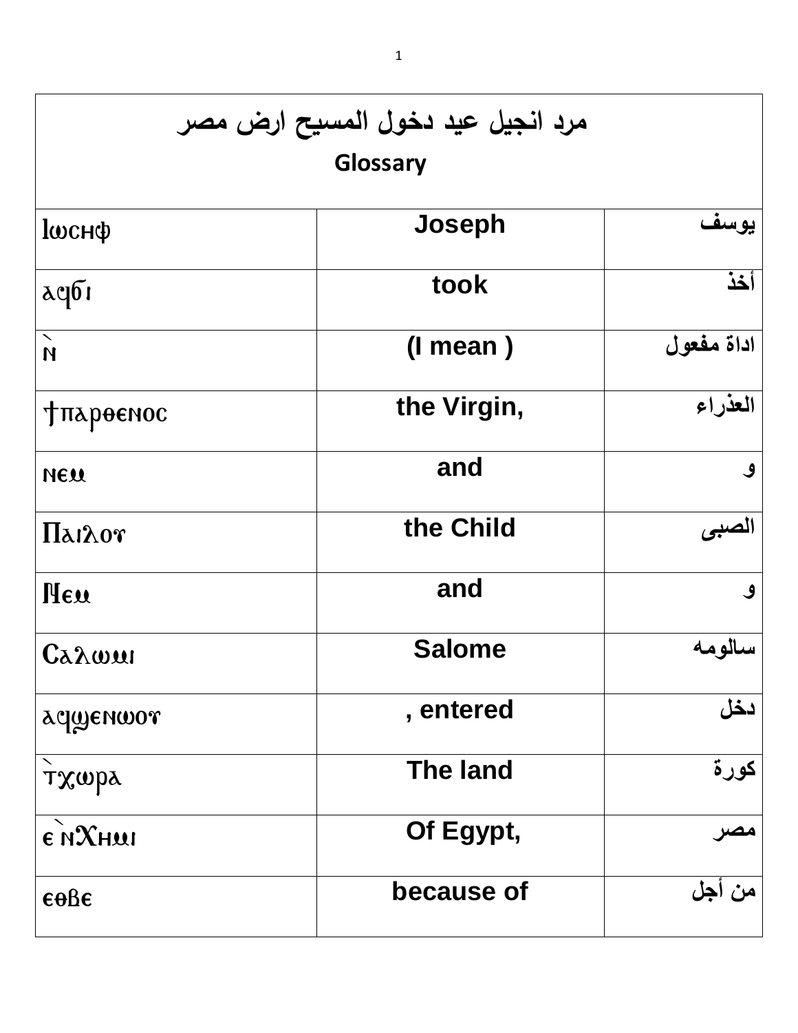| مرد انجيل عيد دخول المسيح ارض مصر<br>Glossary | | |
|---|---|---|
| Ⲓⲱⲥⲏⲫ | Joseph | يوسف |
| ⲁϥϭⲓ | took | أخذ |
| ⲛ̀ | (I mean ) | اداة مفعول |
| ϯⲡⲁⲣⲑⲉⲛⲟⲥ | the Virgin, | العذراء |
| ⲛⲉⲙ | and | و |
| Ⲡⲁⲓⲗⲟⲩ | the Child | الصبى |
| Ⲛⲉⲙ | and | و |
| Ⲥⲁⲗⲱⲙⲓ | Salome | سالومه |
| ⲁϥϣⲉⲛⲱⲟⲩ | , entered | دخل |
| ̀ⲧⲭⲱⲣⲁ | The land | كورة |
| ⲉ̀ⲛⲬⲏⲙⲓ | Of Egypt, | مصر |
| ⲉⲑⲃⲉ | because of | من أجل |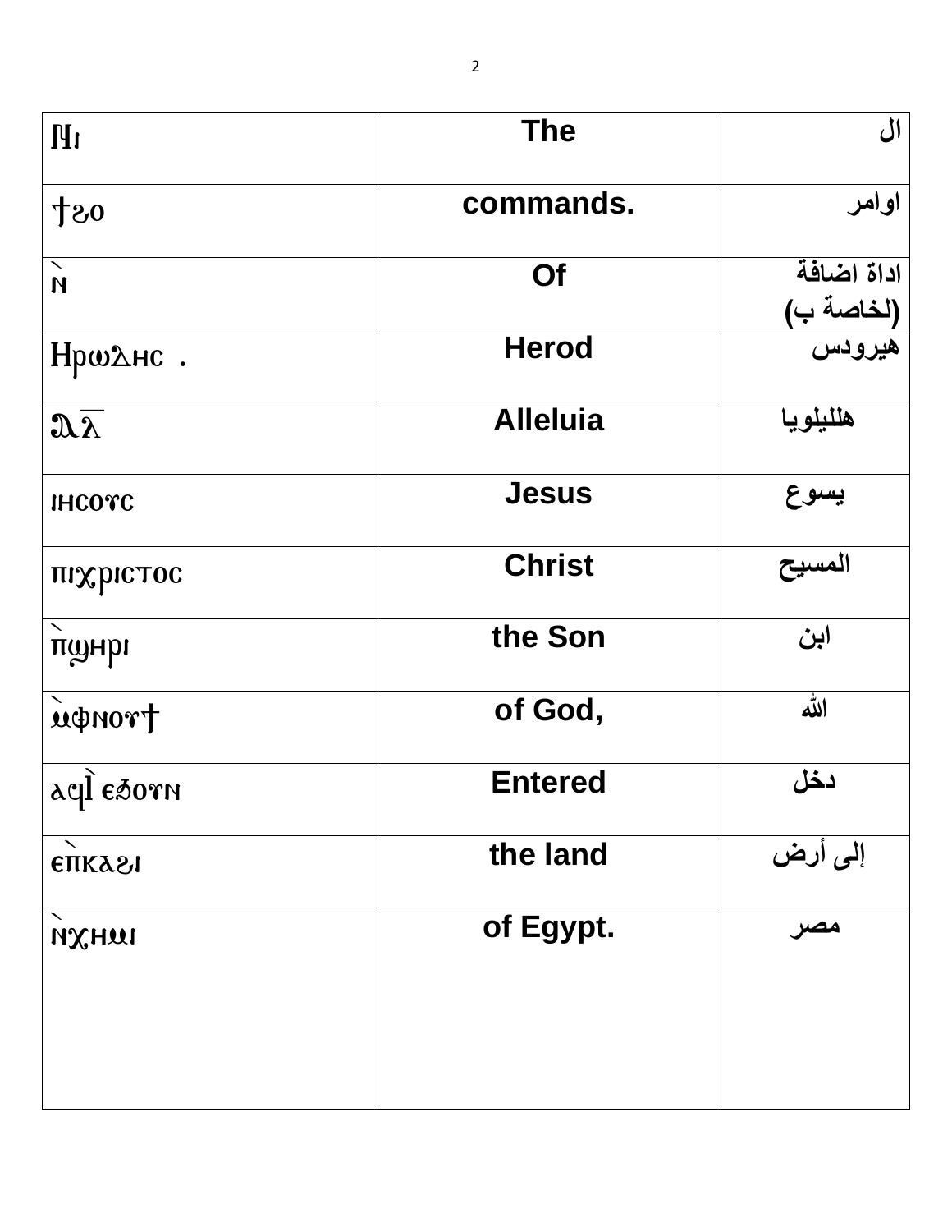| Ⲛⲓ | The | ال |
|---|---|---|
| ϯϩⲟ | commands. | اوامر |
| ⲛ̀ | Of | اداة اضافة (لخاصة ب) |
| Ⲏⲣⲱⲇⲏⲥ . | Herod | هيرودس |
| ⲁ̅ⲗ̅ | Alleluia | هلليلويا |
| ⲓⲏⲥⲟⲩⲥ | Jesus | يسوع |
| ⲡⲓⲭⲣⲓⲥⲧⲟⲥ | Christ | المسيح |
| ⲡ̀ϣⲏⲣⲓ | the Son | ابن |
| ⲙ̀ⲫⲛⲟⲩϯ | of God, | الله |
| ⲁϥⲓ̀ ⲉϧⲟⲩⲛ | Entered | دخل |
| ⲉ̀ⲡⲕⲁϩⲓ | the land | إلى أرض |
| ⲛ̀ⲭⲏⲙⲓ | of Egypt. | مصر |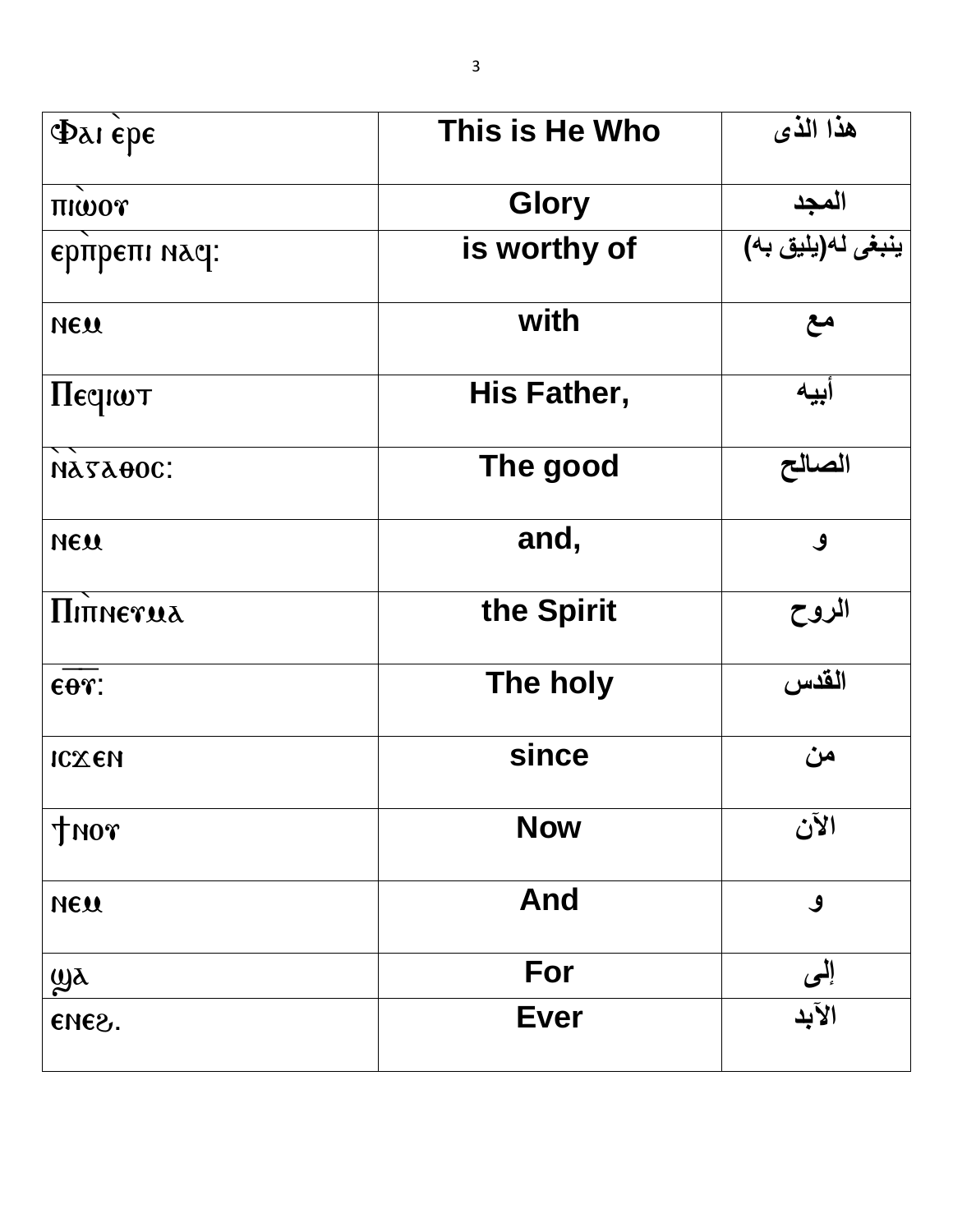| Ⲫⲁⲓ ⲉ̀ⲣⲉ | This is He Who | هذا الذى |
|---|---|---|
| ⲡⲓⲱ̀ⲟⲩ | Glory | المجد |
| ⲉⲣⲡ̀ⲣⲉⲡⲓ ⲛⲁϥ: | is worthy of | ينبغى له(يليق به) |
| ⲛⲉⲙ | with | مع |
| Ⲡⲉϥⲓⲱⲧ | His Father, | أبيه |
| ⲛ̀ⲁ̀ⲅⲁⲑⲟⲥ: | The good | الصالح |
| ⲛⲉⲙ | and, | و |
| Ⲡⲓⲡ̀ⲛⲉⲩⲙⲁ | the Spirit | الروح |
| ⲉⲑⲩ: | The holy | القدس |
| ⲓⲥϫⲉⲛ | since | من |
| ϯⲛⲟⲩ | Now | الآن |
| ⲛⲉⲙ | And | و |
| ϣⲁ | For | إلى |
| ⲉⲛⲉϩ. | Ever | الآبد |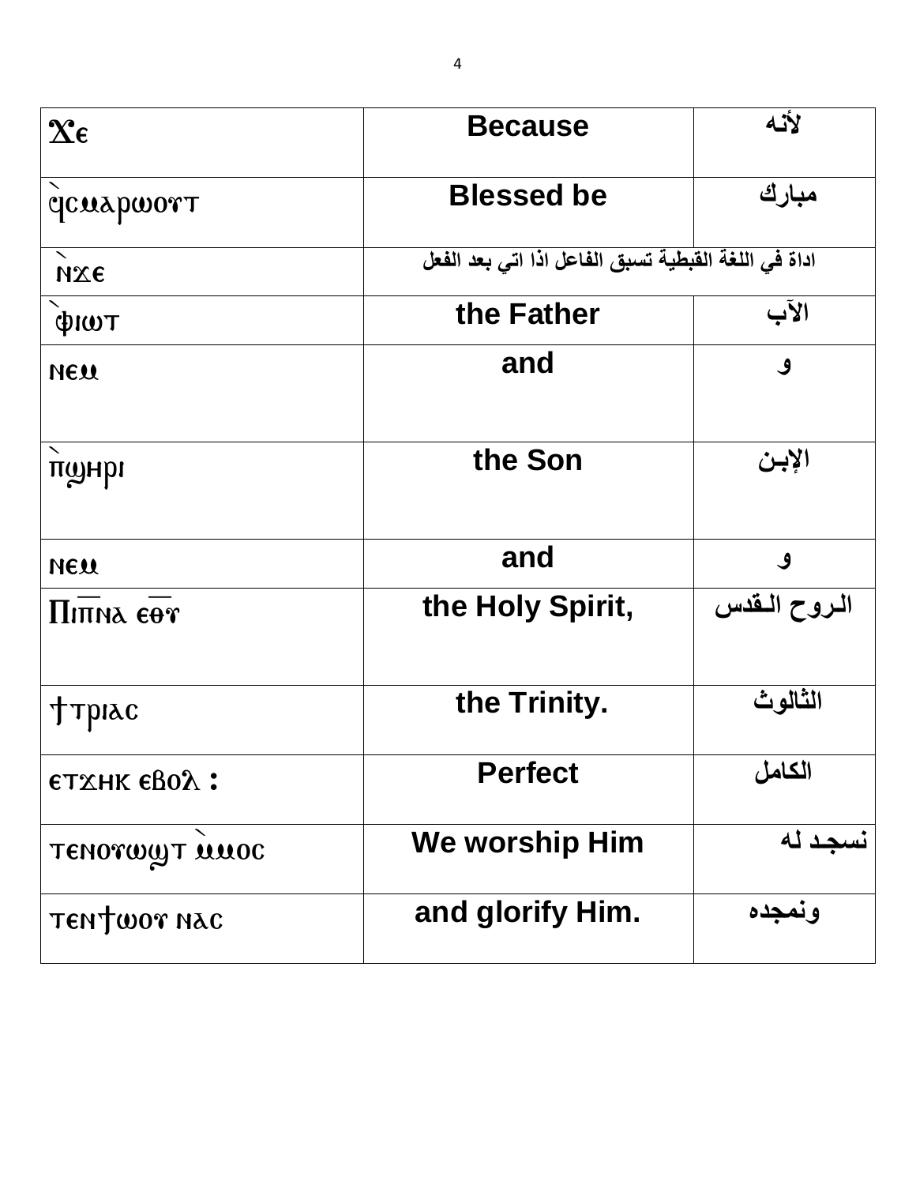| | | |
|---|---|---|
| Ϫⲉ | Because | لأنه |
| ⳁ̀ⲥⲙⲁⲣⲱⲟⲩⲧ | Blessed be | مبارك |
| ̀Ⲛϫⲉ | اداة في اللغة القبطية تسبق الفاعل اذا اتي بعد الفعل | |
| ̀Ⲫⲓⲱⲧ | the Father | الآب |
| ⲛⲉⲙ | and | و |
| ̀Ⲡϣⲏⲣⲓ | the Son | الإبـن |
| ⲛⲉⲙ | and | و |
| Ⲡⲓⲡ̅ⲛ̅ⲁ ⲉ̅ⲑ̅ⲩ | the Holy Spirit, | الـروح الـقدس |
| Ϯⲧⲣⲓⲁⲥ | the Trinity. | الثالوث |
| ⲉⲧϫⲏⲕ ⲉⲃⲟⲗ : | Perfect | الكامل |
| ⲧⲉⲛⲟⲩⲱϣⲧ ̀ⲙⲙⲟⲥ | We worship Him | نسجـد لـه |
| ⲧⲉⲛϯⲱⲟⲩ ⲛⲁⲥ | and glorify Him. | ونمجده |